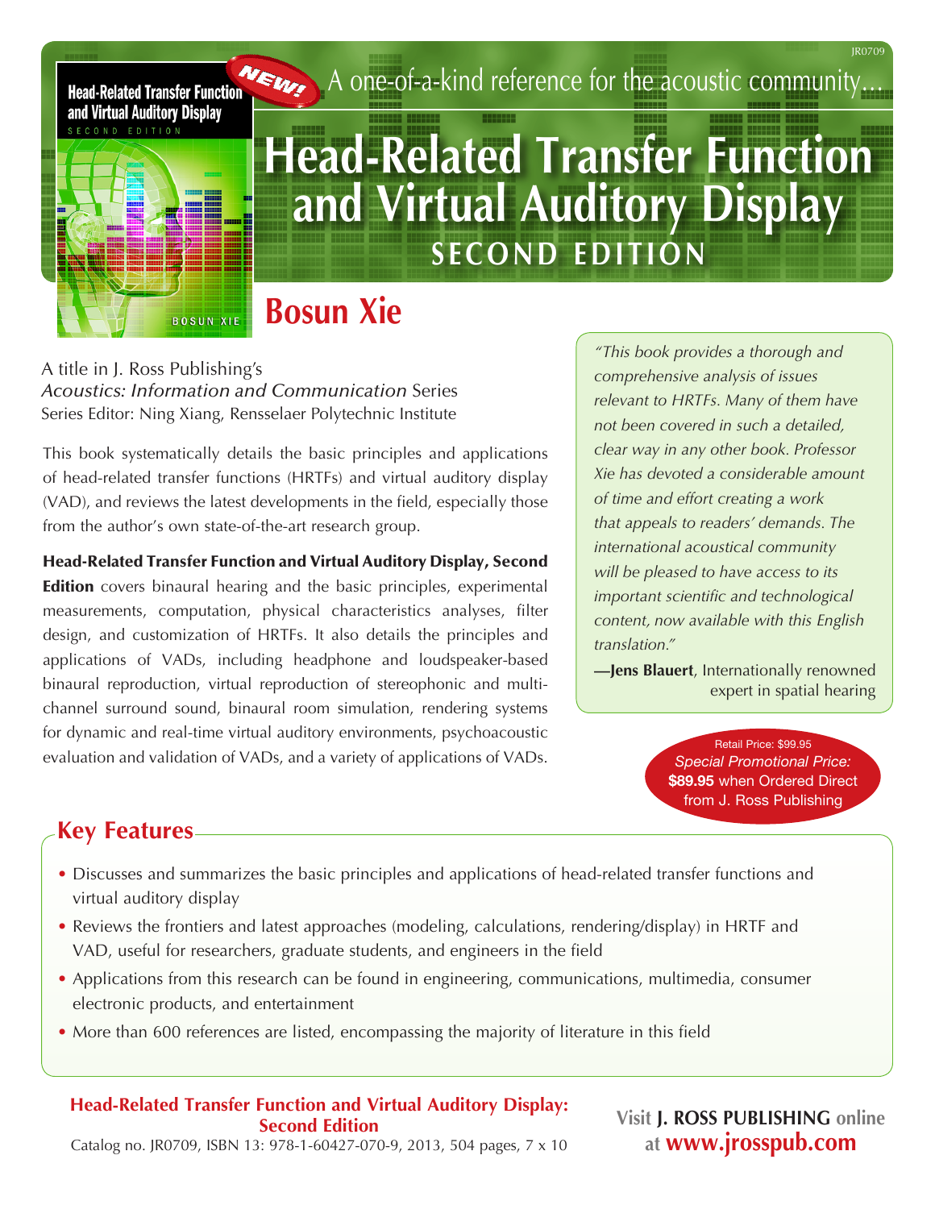JR0709

A one-of-a-kind reference for the acoustic community…

# Head-Related Transfer Function and Virtual Auditory Display

## SECOND EDITION

## Bosun Xie

A title in J. Ross Publishing's
*Acoustics: Information and Communication* Series
Series Editor: Ning Xiang, Rensselaer Polytechnic Institute

This book systematically details the basic principles and applications of head-related transfer functions (HRTFs) and virtual auditory display (VAD), and reviews the latest developments in the field, especially those from the author's own state-of-the-art research group.

**Head-Related Transfer Function and Virtual Auditory Display, Second Edition** covers binaural hearing and the basic principles, experimental measurements, computation, physical characteristics analyses, filter design, and customization of HRTFs. It also details the principles and applications of VADs, including headphone and loudspeaker-based binaural reproduction, virtual reproduction of stereophonic and multi-channel surround sound, binaural room simulation, rendering systems for dynamic and real-time virtual auditory environments, psychoacoustic evaluation and validation of VADs, and a variety of applications of VADs.

*"This book provides a thorough and comprehensive analysis of issues relevant to HRTFs. Many of them have not been covered in such a detailed, clear way in any other book. Professor Xie has devoted a considerable amount of time and effort creating a work that appeals to readers' demands. The international acoustical community will be pleased to have access to its important scientific and technological content, now available with this English translation."*

**—Jens Blauert**, Internationally renowned expert in spatial hearing

Retail Price: $99.95
*Special Promotional Price:*
**$89.95** when Ordered Direct from J. Ross Publishing

## Key Features

- Discusses and summarizes the basic principles and applications of head-related transfer functions and virtual auditory display
- Reviews the frontiers and latest approaches (modeling, calculations, rendering/display) in HRTF and VAD, useful for researchers, graduate students, and engineers in the field
- Applications from this research can be found in engineering, communications, multimedia, consumer electronic products, and entertainment
- More than 600 references are listed, encompassing the majority of literature in this field

**Head-Related Transfer Function and Virtual Auditory Display: Second Edition**
Catalog no. JR0709, ISBN 13: 978-1-60427-070-9, 2013, 504 pages, 7 x 10

Visit **J. ROSS PUBLISHING** online at **www.jrosspub.com**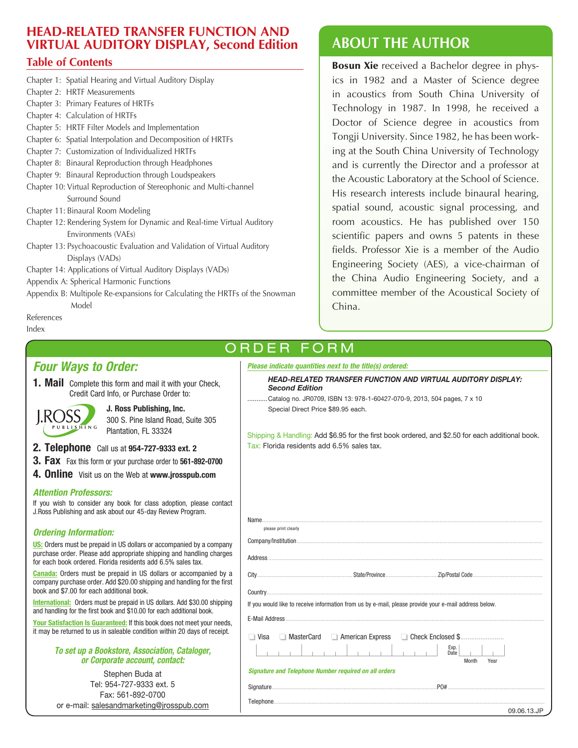## HEAD-RELATED TRANSFER FUNCTION AND VIRTUAL AUDITORY DISPLAY, Second Edition

### Table of Contents

Chapter 1: Spatial Hearing and Virtual Auditory Display
Chapter 2: HRTF Measurements
Chapter 3: Primary Features of HRTFs
Chapter 4: Calculation of HRTFs
Chapter 5: HRTF Filter Models and Implementation
Chapter 6: Spatial Interpolation and Decomposition of HRTFs
Chapter 7: Customization of Individualized HRTFs
Chapter 8: Binaural Reproduction through Headphones
Chapter 9: Binaural Reproduction through Loudspeakers
Chapter 10: Virtual Reproduction of Stereophonic and Multi-channel Surround Sound
Chapter 11: Binaural Room Modeling
Chapter 12: Rendering System for Dynamic and Real-time Virtual Auditory Environments (VAEs)
Chapter 13: Psychoacoustic Evaluation and Validation of Virtual Auditory Displays (VADs)
Chapter 14: Applications of Virtual Auditory Displays (VADs)
Appendix A: Spherical Harmonic Functions
Appendix B: Multipole Re-expansions for Calculating the HRTFs of the Snowman Model
References
Index

## ABOUT THE AUTHOR

**Bosun Xie** received a Bachelor degree in physics in 1982 and a Master of Science degree in acoustics from South China University of Technology in 1987. In 1998, he received a Doctor of Science degree in acoustics from Tongji University. Since 1982, he has been working at the South China University of Technology and is currently the Director and a professor at the Acoustic Laboratory at the School of Science. His research interests include binaural hearing, spatial sound, acoustic signal processing, and room acoustics. He has published over 150 scientific papers and owns 5 patents in these fields. Professor Xie is a member of the Audio Engineering Society (AES), a vice-chairman of the China Audio Engineering Society, and a committee member of the Acoustical Society of China.

## ORDER FORM

### *Four Ways to Order:*

**1. Mail** Complete this form and mail it with your Check, Credit Card Info, or Purchase Order to:

**J. Ross Publishing, Inc.**
300 S. Pine Island Road, Suite 305
Plantation, FL 33324

**2. Telephone** Call us at **954-727-9333 ext. 2**

**3. Fax** Fax this form or your purchase order to **561-892-0700**

**4. Online** Visit us on the Web at **www.jrosspub.com**

### *Attention Professors:*

If you wish to consider any book for class adoption, please contact J.Ross Publishing and ask about our 45-day Review Program.

### *Ordering Information:*

**US:** Orders must be prepaid in US dollars or accompanied by a company purchase order. Please add appropriate shipping and handling charges for each book ordered. Florida residents add 6.5% sales tax.

**Canada:** Orders must be prepaid in US dollars or accompanied by a company purchase order. Add $20.00 shipping and handling for the first book and $7.00 for each additional book.

**International:** Orders must be prepaid in US dollars. Add $30.00 shipping and handling for the first book and $10.00 for each additional book.

**Your Satisfaction Is Guaranteed:** If this book does not meet your needs, it may be returned to us in saleable condition within 20 days of receipt.

***To set up a Bookstore, Association, Cataloger, or Corporate account, contact:***

Stephen Buda at
Tel: 954-727-9333 ext. 5
Fax: 561-892-0700
or e-mail: salesandmarketing@jrosspub.com

***Please indicate quantities next to the title(s) ordered:***

***HEAD-RELATED TRANSFER FUNCTION AND VIRTUAL AUDITORY DISPLAY: Second Edition***

...........Catalog no. JR0709, ISBN 13: 978-1-60427-070-9, 2013, 504 pages, 7 x 10
Special Direct Price $89.95 each.

Shipping & Handling: Add $6.95 for the first book ordered, and $2.50 for each additional book.
Tax: Florida residents add 6.5% sales tax.

Name..........................................................
please print clearly

Company/Institution..........................................................

Address..........................................................

City.............................. State/Province.............................. Zip/Postal Code..............................

Country..........................................................

If you would like to receive information from us by e-mail, please provide your e-mail address below.

E-Mail Address..........................................................

❑ Visa ❑ MasterCard ❑ American Express ❑ Check Enclosed $......................

Exp. Date Month Year

***Signature and Telephone Number required on all orders***

Signature.............................................................. PO#..............................

Telephone..........................................................

09.06.13.JP